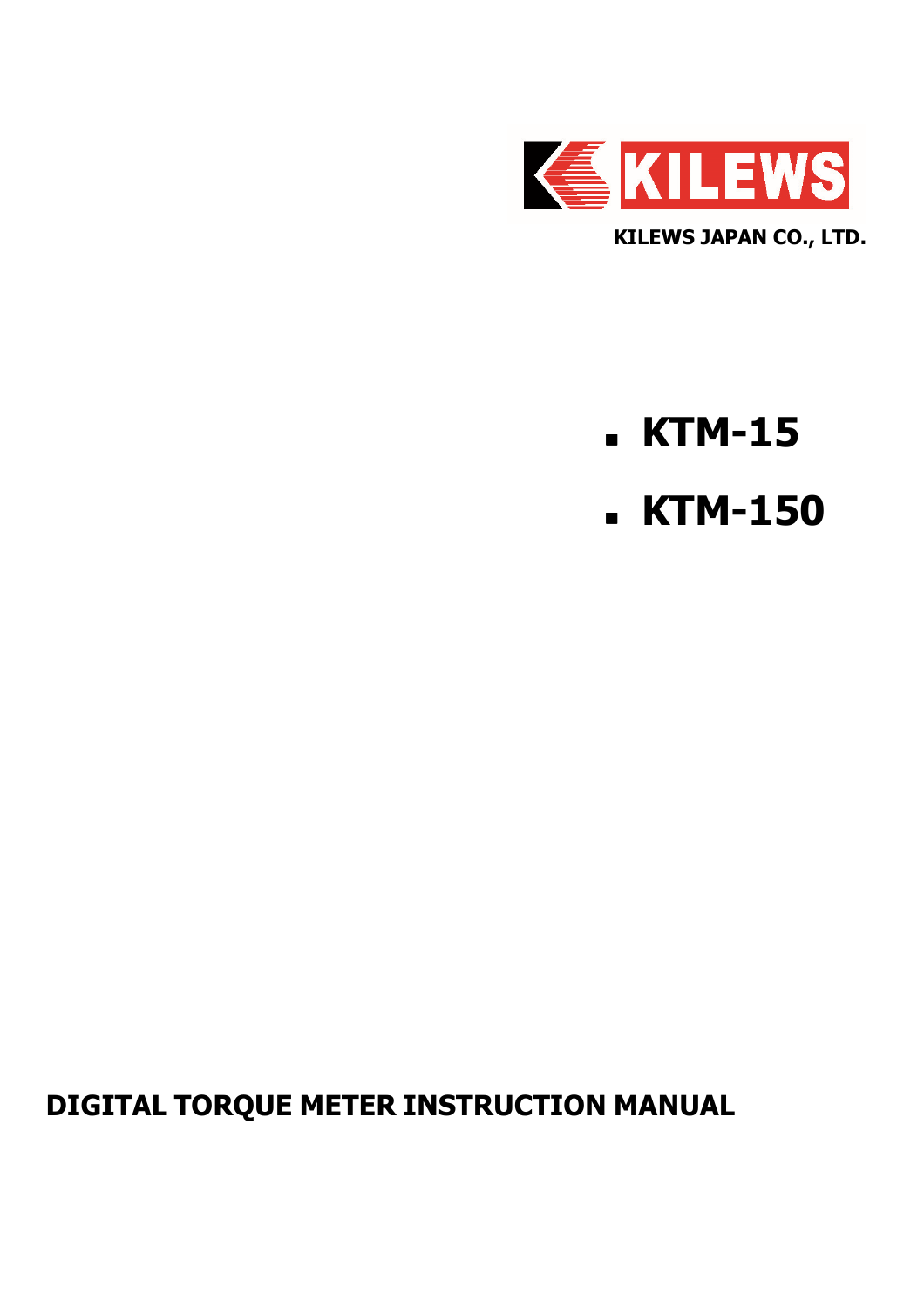KILEWS

**KILEWS JAPAN CO., LTD.**

- **KTM-15**
- **KTM-150**

# DIGITAL TORQUE METER INSTRUCTION MANUAL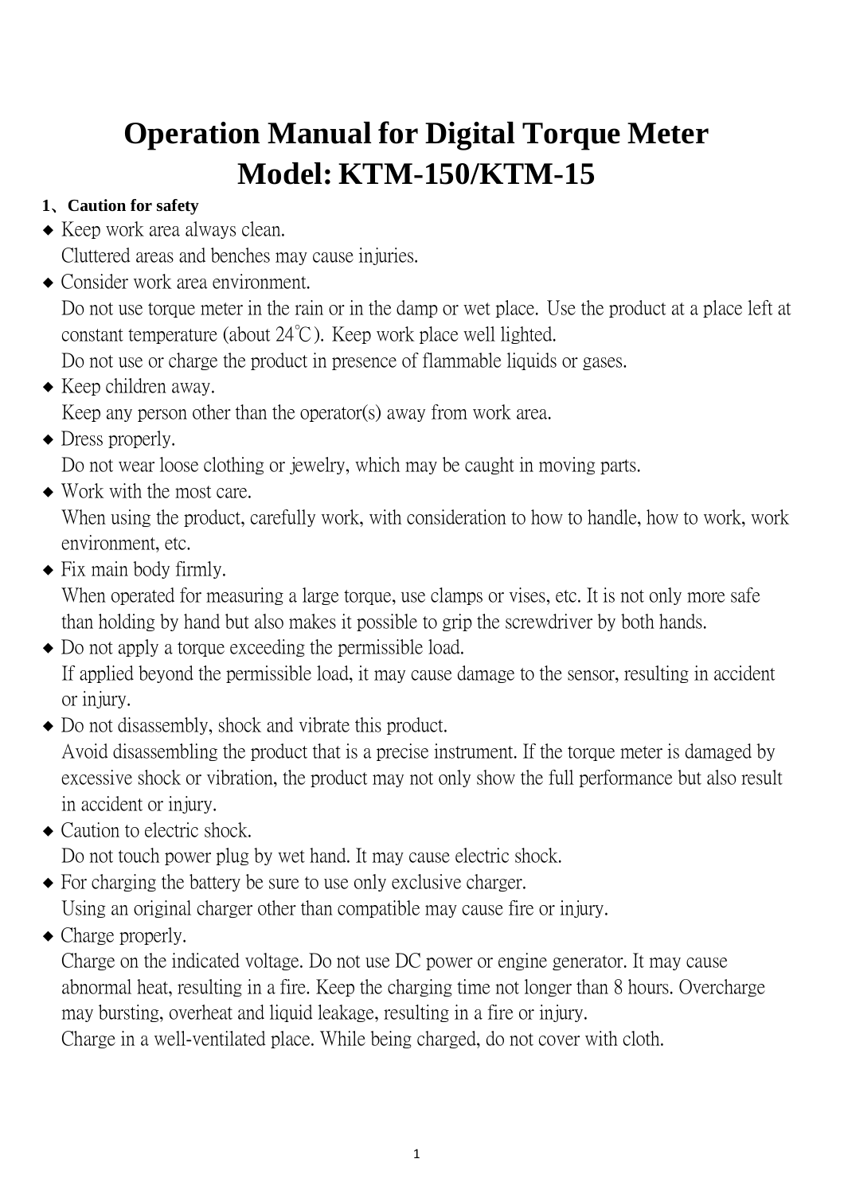# Operation Manual for Digital Torque Meter
# Model: KTM-150/KTM-15

**1、Caution for safety**

- Keep work area always clean.
  Cluttered areas and benches may cause injuries.
- Consider work area environment.
  Do not use torque meter in the rain or in the damp or wet place. Use the product at a place left at constant temperature (about 24℃). Keep work place well lighted.
  Do not use or charge the product in presence of flammable liquids or gases.
- Keep children away.
  Keep any person other than the operator(s) away from work area.
- Dress properly.
  Do not wear loose clothing or jewelry, which may be caught in moving parts.
- Work with the most care.
  When using the product, carefully work, with consideration to how to handle, how to work, work environment, etc.
- Fix main body firmly.
  When operated for measuring a large torque, use clamps or vises, etc. It is not only more safe than holding by hand but also makes it possible to grip the screwdriver by both hands.
- Do not apply a torque exceeding the permissible load.
  If applied beyond the permissible load, it may cause damage to the sensor, resulting in accident or injury.
- Do not disassembly, shock and vibrate this product.
  Avoid disassembling the product that is a precise instrument. If the torque meter is damaged by excessive shock or vibration, the product may not only show the full performance but also result in accident or injury.
- Caution to electric shock.
  Do not touch power plug by wet hand. It may cause electric shock.
- For charging the battery be sure to use only exclusive charger.
  Using an original charger other than compatible may cause fire or injury.
- Charge properly.
  Charge on the indicated voltage. Do not use DC power or engine generator. It may cause abnormal heat, resulting in a fire. Keep the charging time not longer than 8 hours. Overcharge may bursting, overheat and liquid leakage, resulting in a fire or injury.
  Charge in a well-ventilated place. While being charged, do not cover with cloth.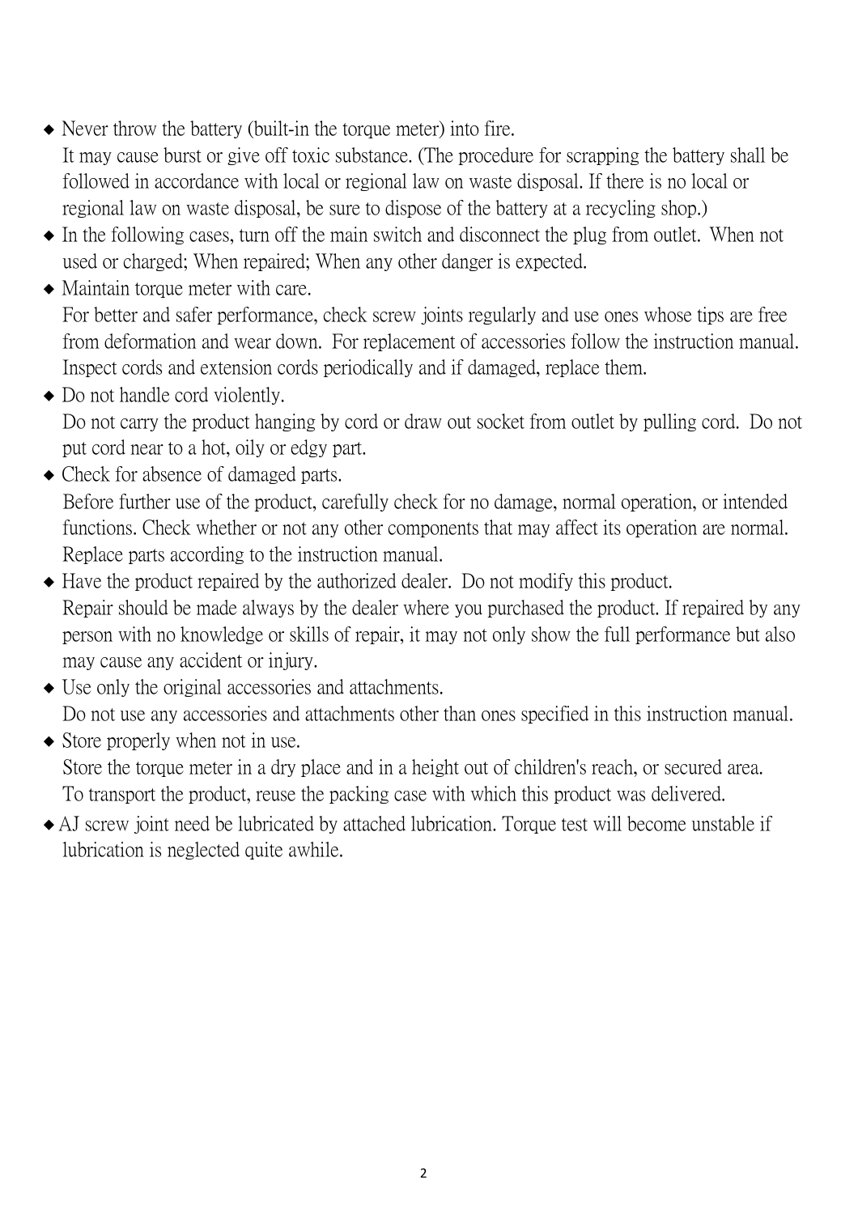- ◆ Never throw the battery (built-in the torque meter) into fire.
  It may cause burst or give off toxic substance. (The procedure for scrapping the battery shall be followed in accordance with local or regional law on waste disposal. If there is no local or regional law on waste disposal, be sure to dispose of the battery at a recycling shop.)
- ◆ In the following cases, turn off the main switch and disconnect the plug from outlet. When not used or charged; When repaired; When any other danger is expected.
- ◆ Maintain torque meter with care.
  For better and safer performance, check screw joints regularly and use ones whose tips are free from deformation and wear down. For replacement of accessories follow the instruction manual. Inspect cords and extension cords periodically and if damaged, replace them.
- ◆ Do not handle cord violently.
  Do not carry the product hanging by cord or draw out socket from outlet by pulling cord. Do not put cord near to a hot, oily or edgy part.
- ◆ Check for absence of damaged parts.
  Before further use of the product, carefully check for no damage, normal operation, or intended functions. Check whether or not any other components that may affect its operation are normal. Replace parts according to the instruction manual.
- ◆ Have the product repaired by the authorized dealer. Do not modify this product.
  Repair should be made always by the dealer where you purchased the product. If repaired by any person with no knowledge or skills of repair, it may not only show the full performance but also may cause any accident or injury.
- ◆ Use only the original accessories and attachments.
  Do not use any accessories and attachments other than ones specified in this instruction manual.
- ◆ Store properly when not in use.
  Store the torque meter in a dry place and in a height out of children's reach, or secured area.
  To transport the product, reuse the packing case with which this product was delivered.
- ◆ AJ screw joint need be lubricated by attached lubrication. Torque test will become unstable if lubrication is neglected quite awhile.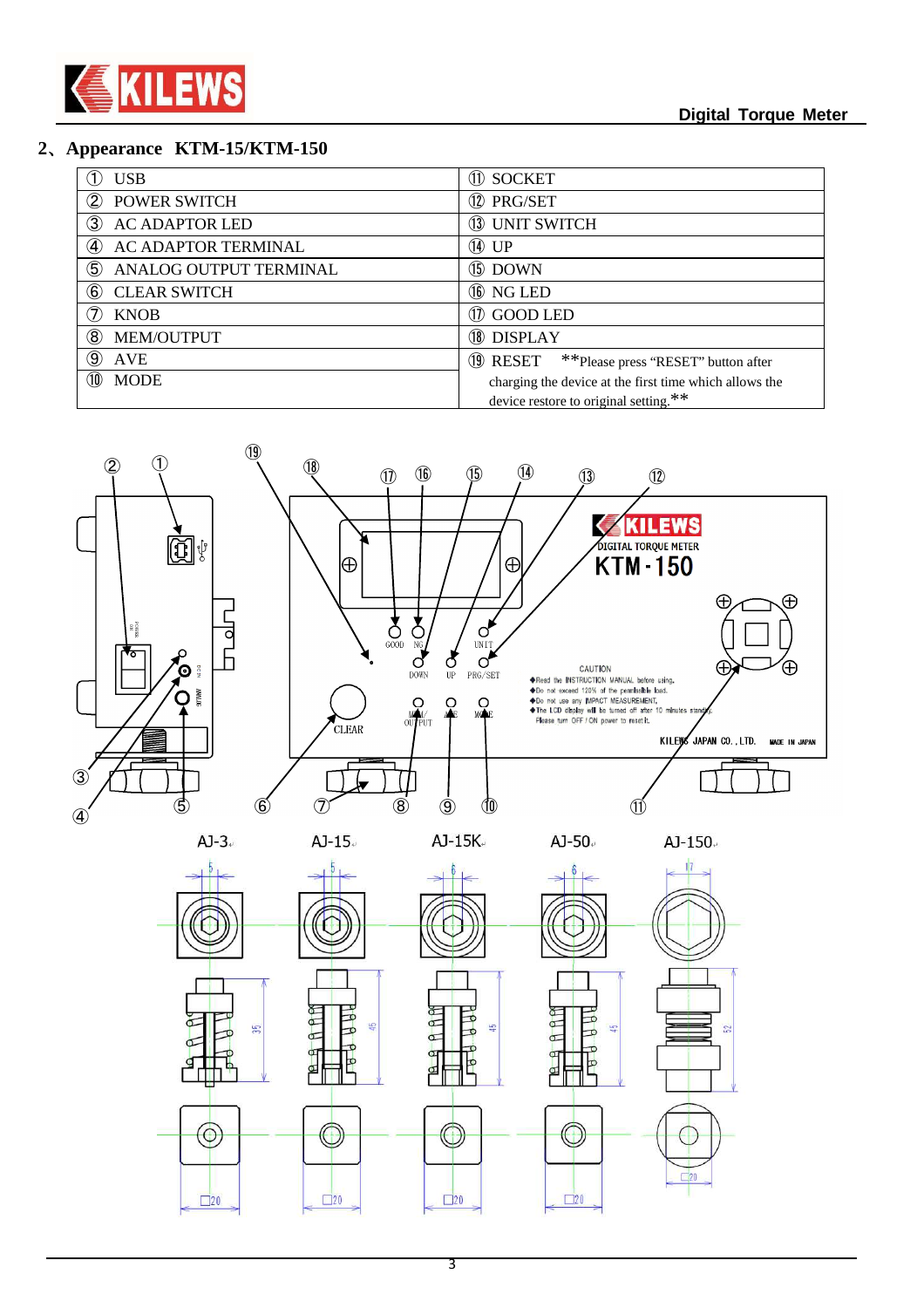## 2、Appearance KTM-15/KTM-150

| | |
|---|---|
| ① USB | ⑪ SOCKET |
| ② POWER SWITCH | ⑫ PRG/SET |
| ③ AC ADAPTOR LED | ⑬ UNIT SWITCH |
| ④ AC ADAPTOR TERMINAL | ⑭ UP |
| ⑤ ANALOG OUTPUT TERMINAL | ⑮ DOWN |
| ⑥ CLEAR SWITCH | ⑯ NG LED |
| ⑦ KNOB | ⑰ GOOD LED |
| ⑧ MEM/OUTPUT | ⑱ DISPLAY |
| ⑨ AVE | ⑲ RESET **Please press "RESET" button after charging the device at the first time which allows the device restore to original setting.** |
| ⑩ MODE | |

AJ-3 AJ-15 AJ-15K AJ-50 AJ-150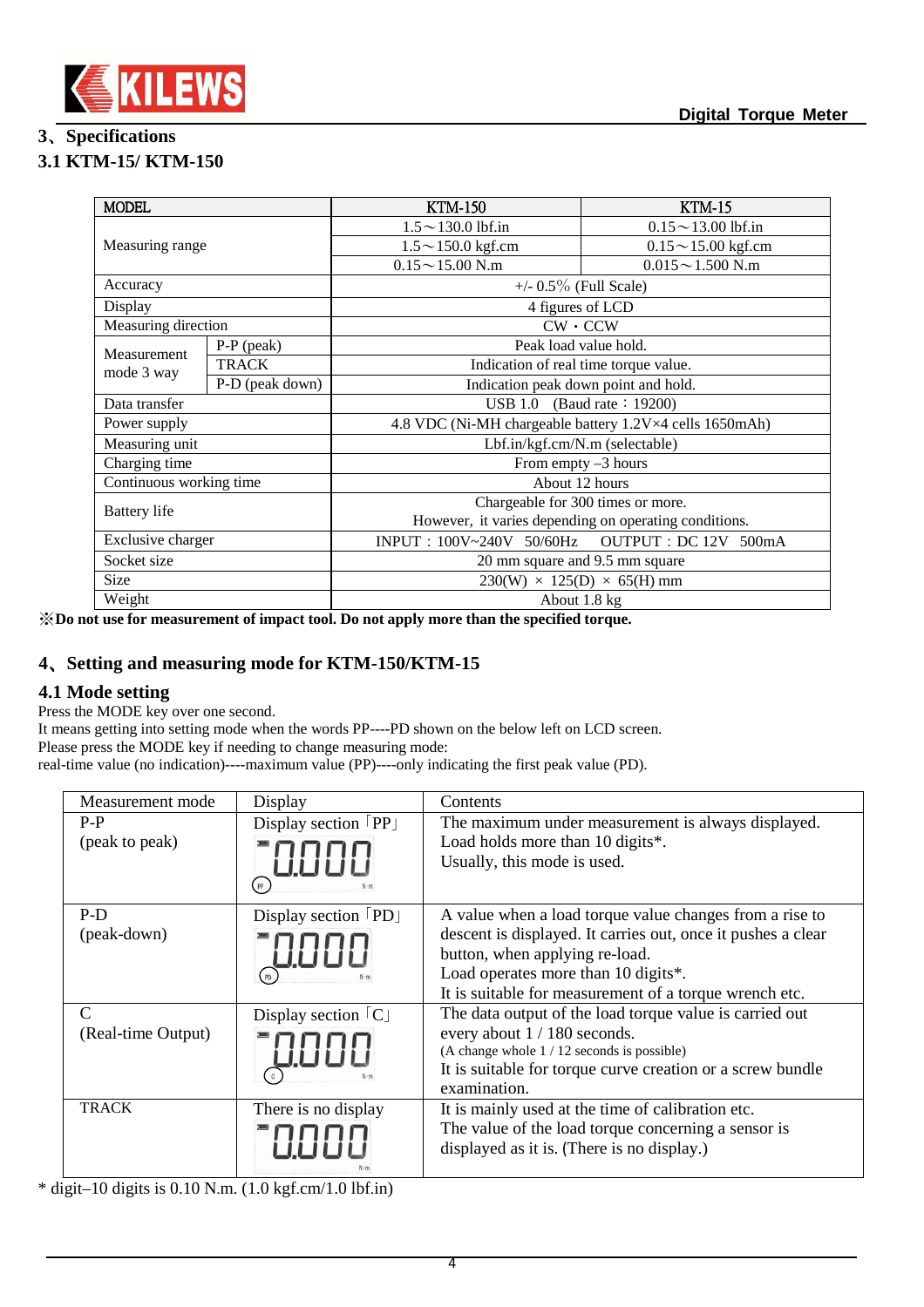## 3、Specifications

### 3.1 KTM-15/ KTM-150

| MODEL | | KTM-150 | KTM-15 |
|---|---|---|---|
| Measuring range | | 1.5～130.0 lbf.in | 0.15～13.00 lbf.in |
| | | 1.5～150.0 kgf.cm | 0.15～15.00 kgf.cm |
| | | 0.15～15.00 N.m | 0.015～1.500 N.m |
| Accuracy | | +/- 0.5% (Full Scale) | |
| Display | | 4 figures of LCD | |
| Measuring direction | | CW・CCW | |
| Measurement mode 3 way | P-P (peak) | Peak load value hold. | |
| | TRACK | Indication of real time torque value. | |
| | P-D (peak down) | Indication peak down point and hold. | |
| Data transfer | | USB 1.0 (Baud rate：19200) | |
| Power supply | | 4.8 VDC (Ni-MH chargeable battery 1.2V×4 cells 1650mAh) | |
| Measuring unit | | Lbf.in/kgf.cm/N.m (selectable) | |
| Charging time | | From empty –3 hours | |
| Continuous working time | | About 12 hours | |
| Battery life | | Chargeable for 300 times or more. However, it varies depending on operating conditions. | |
| Exclusive charger | | INPUT：100V~240V 50/60Hz OUTPUT：DC 12V 500mA | |
| Socket size | | 20 mm square and 9.5 mm square | |
| Size | | 230(W) × 125(D) × 65(H) mm | |
| Weight | | About 1.8 kg | |

**※Do not use for measurement of impact tool. Do not apply more than the specified torque.**

## 4、Setting and measuring mode for KTM-150/KTM-15

### 4.1 Mode setting

Press the MODE key over one second.
It means getting into setting mode when the words PP----PD shown on the below left on LCD screen.
Please press the MODE key if needing to change measuring mode:
real-time value (no indication)----maximum value (PP)----only indicating the first peak value (PD).

| Measurement mode | Display | Contents |
|---|---|---|
| P-P (peak to peak) | Display section「PP」 0.000 (PP, N·m) | The maximum under measurement is always displayed. Load holds more than 10 digits*. Usually, this mode is used. |
| P-D (peak-down) | Display section「PD」 0.000 (PD, N·m) | A value when a load torque value changes from a rise to descent is displayed. It carries out, once it pushes a clear button, when applying re-load. Load operates more than 10 digits*. It is suitable for measurement of a torque wrench etc. |
| C (Real-time Output) | Display section「C」 0.000 (C, N·m) | The data output of the load torque value is carried out every about 1 / 180 seconds. (A change whole 1 / 12 seconds is possible) It is suitable for torque curve creation or a screw bundle examination. |
| TRACK | There is no display 0.000 (N·m) | It is mainly used at the time of calibration etc. The value of the load torque concerning a sensor is displayed as it is. (There is no display.) |

* digit–10 digits is 0.10 N.m. (1.0 kgf.cm/1.0 lbf.in)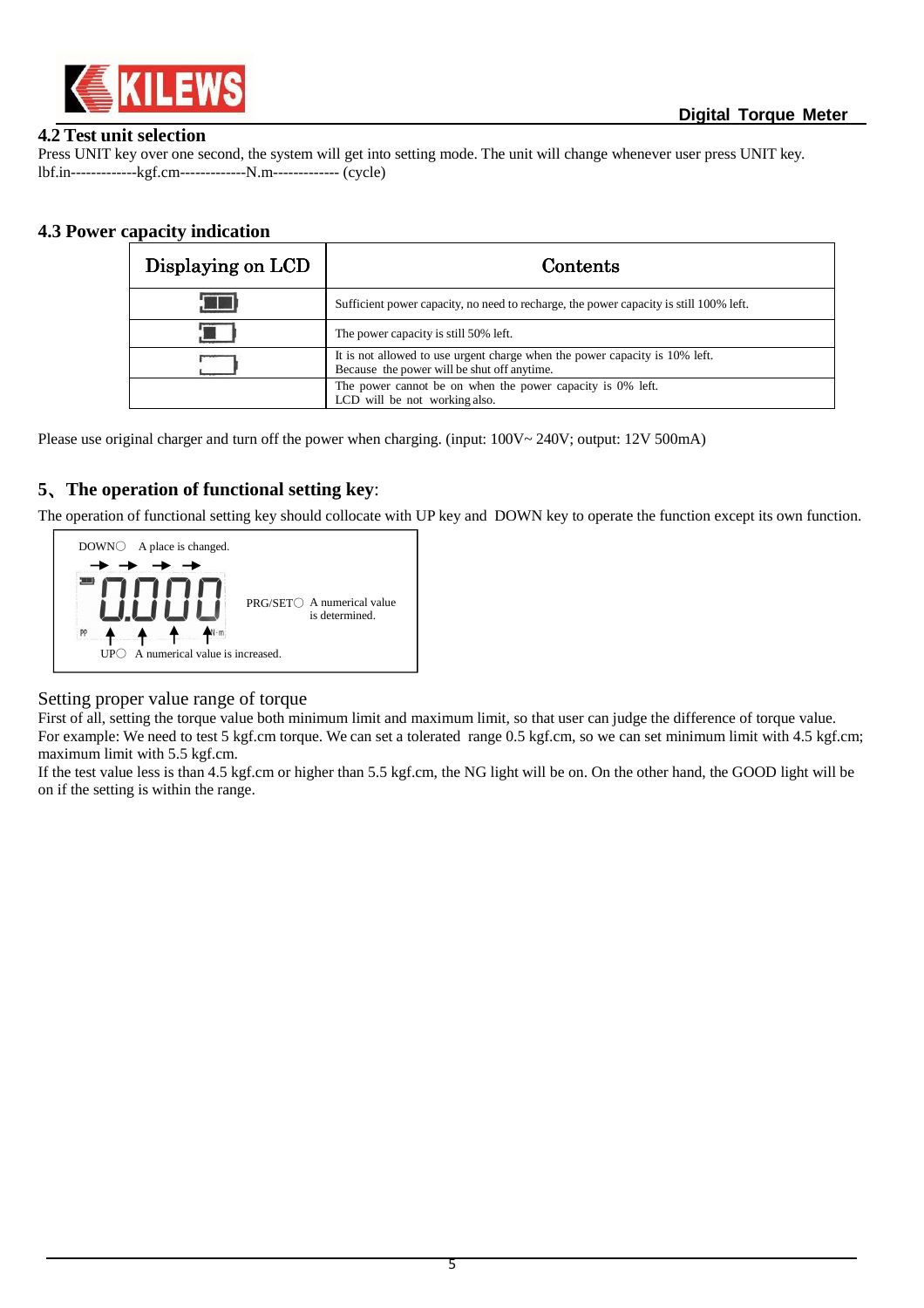## 4.2 Test unit selection

Press UNIT key over one second, the system will get into setting mode. The unit will change whenever user press UNIT key.
lbf.in-------------kgf.cm-------------N.m------------- (cycle)

## 4.3 Power capacity indication

| Displaying on LCD | Contents |
|---|---|
| (full battery icon) | Sufficient power capacity, no need to recharge, the power capacity is still 100% left. |
| (half battery icon) | The power capacity is still 50% left. |
| (empty battery icon) | It is not allowed to use urgent charge when the power capacity is 10% left. Because the power will be shut off anytime. |
| | The power cannot be on when the power capacity is 0% left. LCD will be not working also. |

Please use original charger and turn off the power when charging. (input: 100V~ 240V; output: 12V 500mA)

## 5、The operation of functional setting key:

The operation of functional setting key should collocate with UP key and DOWN key to operate the function except its own function.

DOWN○ A place is changed.

0.000

PRG/SET○ A numerical value is determined.

UP○ A numerical value is increased.

### Setting proper value range of torque

First of all, setting the torque value both minimum limit and maximum limit, so that user can judge the difference of torque value.
For example: We need to test 5 kgf.cm torque. We can set a tolerated range 0.5 kgf.cm, so we can set minimum limit with 4.5 kgf.cm; maximum limit with 5.5 kgf.cm.
If the test value less is than 4.5 kgf.cm or higher than 5.5 kgf.cm, the NG light will be on. On the other hand, the GOOD light will be on if the setting is within the range.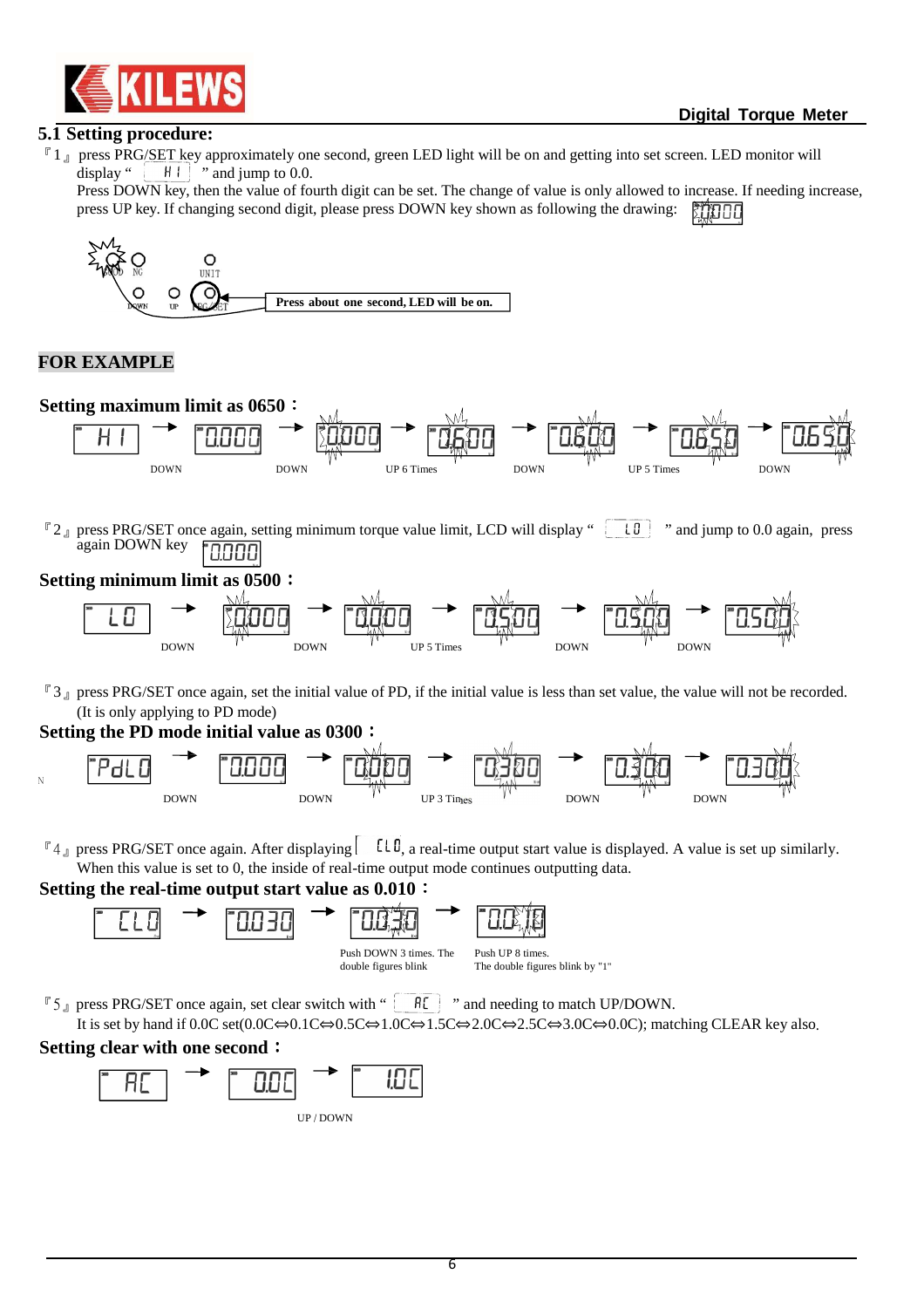## 5.1 Setting procedure:

『1』 press PRG/SET key approximately one second, green LED light will be on and getting into set screen. LED monitor will display " HI " and jump to 0.0.

Press DOWN key, then the value of fourth digit can be set. The change of value is only allowed to increase. If needing increase, press UP key. If changing second digit, please press DOWN key shown as following the drawing:

Press about one second, LED will be on.

**FOR EXAMPLE**

**Setting maximum limit as 0650：**

HI → DOWN → 0.000 → DOWN → 0.000 → UP 6 Times → 0600 → DOWN → 0600 → UP 5 Times → 0650 → DOWN → 0650

『2』 press PRG/SET once again, setting minimum torque value limit, LCD will display " LO " and jump to 0.0 again, press again DOWN key 0.000

**Setting minimum limit as 0500：**

LO → DOWN → 0.000 → DOWN → 0.000 → UP 5 Times → 0500 → DOWN → 0500 → DOWN → 0500

『3』 press PRG/SET once again, set the initial value of PD, if the initial value is less than set value, the value will not be recorded. (It is only applying to PD mode)

**Setting the PD mode initial value as 0300：**

PdLO → DOWN → 0.000 → DOWN → 0.000 → UP 3 Times → 0300 → DOWN → 0300 → DOWN → 0300

『4』 press PRG/SET once again. After displaying「 CLO, a real-time output start value is displayed. A value is set up similarly. When this value is set to 0, the inside of real-time output mode continues outputting data.

**Setting the real-time output start value as 0.010：**

CLO → 0.030 → 0.030 → 0.010

Push DOWN 3 times. The double figures blink

Push UP 8 times. The double figures blink by "1"

『5』 press PRG/SET once again, set clear switch with " AC " and needing to match UP/DOWN.

It is set by hand if 0.0C set(0.0C⇔0.1C⇔0.5C⇔1.0C⇔1.5C⇔2.0C⇔2.5C⇔3.0C⇔0.0C); matching CLEAR key also.

**Setting clear with one second：**

AC → 0.0C → 1.0C

UP / DOWN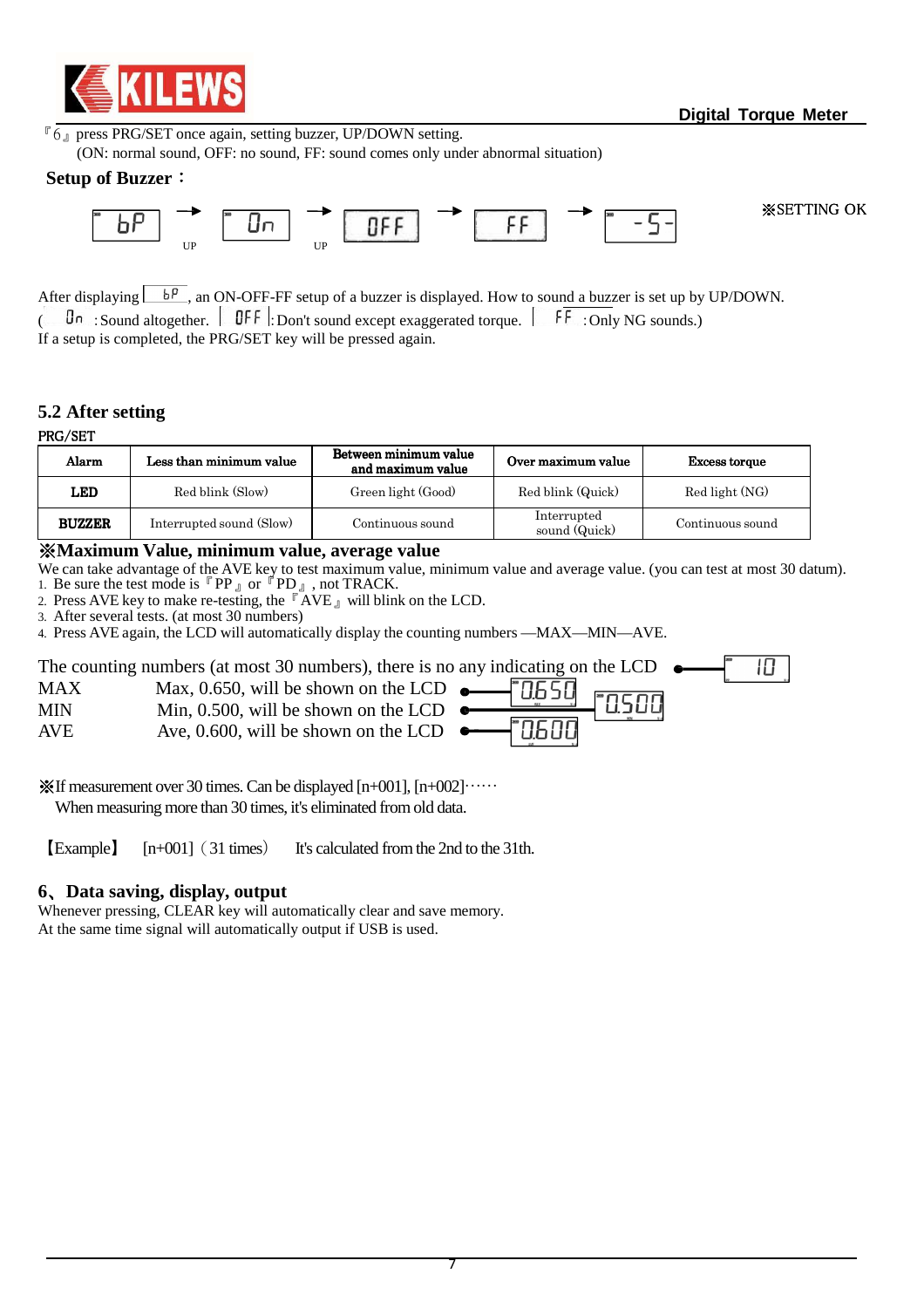『6』 press PRG/SET once again, setting buzzer, UP/DOWN setting.

(ON: normal sound, OFF: no sound, FF: sound comes only under abnormal situation)

**Setup of Buzzer：**

bP → (UP) On → (UP) OFF → FF → -S- ※SETTING OK

After displaying bP, an ON-OFF-FF setup of a buzzer is displayed. How to sound a buzzer is set up by UP/DOWN.
( On : Sound altogether. OFF : Don't sound except exaggerated torque. FF : Only NG sounds.)
If a setup is completed, the PRG/SET key will be pressed again.

## 5.2 After setting

PRG/SET

| Alarm | Less than minimum value | Between minimum value and maximum value | Over maximum value | Excess torque |
|---|---|---|---|---|
| **LED** | Red blink (Slow) | Green light (Good) | Red blink (Quick) | Red light (NG) |
| **BUZZER** | Interrupted sound (Slow) | Continuous sound | Interrupted sound (Quick) | Continuous sound |

### ※Maximum Value, minimum value, average value

We can take advantage of the AVE key to test maximum value, minimum value and average value. (you can test at most 30 datum).

1. Be sure the test mode is 『PP』 or 『PD』, not TRACK.
2. Press AVE key to make re-testing, the 『AVE』 will blink on the LCD.
3. After several tests. (at most 30 numbers)
4. Press AVE again, the LCD will automatically display the counting numbers —MAX—MIN—AVE.

The counting numbers (at most 30 numbers), there is no any indicating on the LCD — 10

| | | |
|---|---|---|
| MAX | Max, 0.650, will be shown on the LCD | 0.650 |
| MIN | Min, 0.500, will be shown on the LCD | 0.500 |
| AVE | Ave, 0.600, will be shown on the LCD | 0.600 |

※If measurement over 30 times. Can be displayed [n+001], [n+002]……
When measuring more than 30 times, it's eliminated from old data.

【Example】 [n+001]（31 times） It's calculated from the 2nd to the 31th.

## 6、Data saving, display, output

Whenever pressing, CLEAR key will automatically clear and save memory.
At the same time signal will automatically output if USB is used.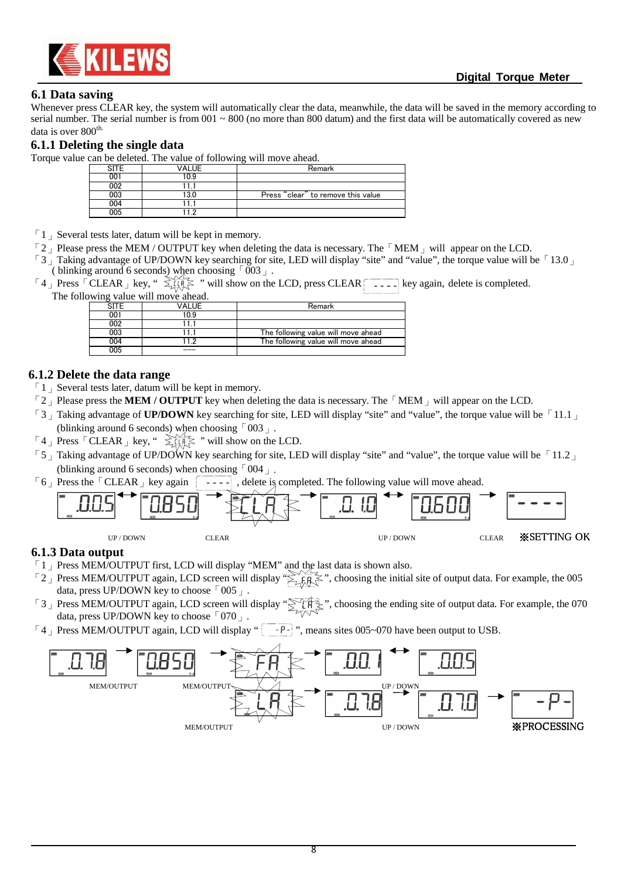## 6.1 Data saving

Whenever press CLEAR key, the system will automatically clear the data, meanwhile, the data will be saved in the memory according to serial number. The serial number is from 001 ~ 800 (no more than 800 datum) and the first data will be automatically covered as new data is over 800th.

### 6.1.1 Deleting the single data

Torque value can be deleted. The value of following will move ahead.

| SITE | VALUE | Remark |
|---|---|---|
| 001 | 10.9 | |
| 002 | 11.1 | |
| 003 | 13.0 | Press "clear" to remove this value |
| 004 | 11.1 | |
| 005 | 11.2 | |

「1」Several tests later, datum will be kept in memory.

「2」Please press the MEM / OUTPUT key when deleting the data is necessary. The「MEM」will appear on the LCD.

「3」Taking advantage of UP/DOWN key searching for site, LED will display "site" and "value", the torque value will be「13.0」( blinking around 6 seconds) when choosing「003」.

「4」Press「CLEAR」key, " CLA " will show on the LCD, press CLEAR「----」key again, delete is completed.

The following value will move ahead.

| SITE | VALUE | Remark |
|---|---|---|
| 001 | 10.9 | |
| 002 | 11.1 | |
| 003 | 11.1 | The following value will move ahead |
| 004 | 11.2 | The following value will move ahead |
| 005 | --- | |

### 6.1.2 Delete the data range

「1」Several tests later, datum will be kept in memory.

「2」Please press the **MEM / OUTPUT** key when deleting the data is necessary. The「MEM」will appear on the LCD.

「3」Taking advantage of **UP/DOWN** key searching for site, LED will display "site" and "value", the torque value will be「11.1」(blinking around 6 seconds) when choosing「003」.

「4」Press「CLEAR」key, " CLA " will show on the LCD.

「5」Taking advantage of UP/DOWN key searching for site, LED will display "site" and "value", the torque value will be「11.2」(blinking around 6 seconds) when choosing「004」.

「6」Press the「CLEAR」key again「----」, delete is completed. The following value will move ahead.

0.05 ↔ 0.850 → CLA → 0.10 ↔ 0.600 → ----

UP / DOWN — CLEAR — UP / DOWN — CLEAR — ※SETTING OK

### 6.1.3 Data output

「1」Press MEM/OUTPUT first, LCD will display "MEM" and the last data is shown also.

「2」Press MEM/OUTPUT again, LCD screen will display " FA ", choosing the initial site of output data. For example, the 005 data, press UP/DOWN key to choose「005」.

「3」Press MEM/OUTPUT again, LCD screen will display " LA ", choosing the ending site of output data. For example, the 070 data, press UP/DOWN key to choose「070」.

「4」Press MEM/OUTPUT again, LCD will display " -P- ", means sites 005~070 have been output to USB.

0.78 → 0.850 → FA → 0.01 ↔ 0.05

MEM/OUTPUT — MEM/OUTPUT — UP / DOWN

LA → 0.78 → 0.70 → -P-

MEM/OUTPUT — UP / DOWN — ※PROCESSING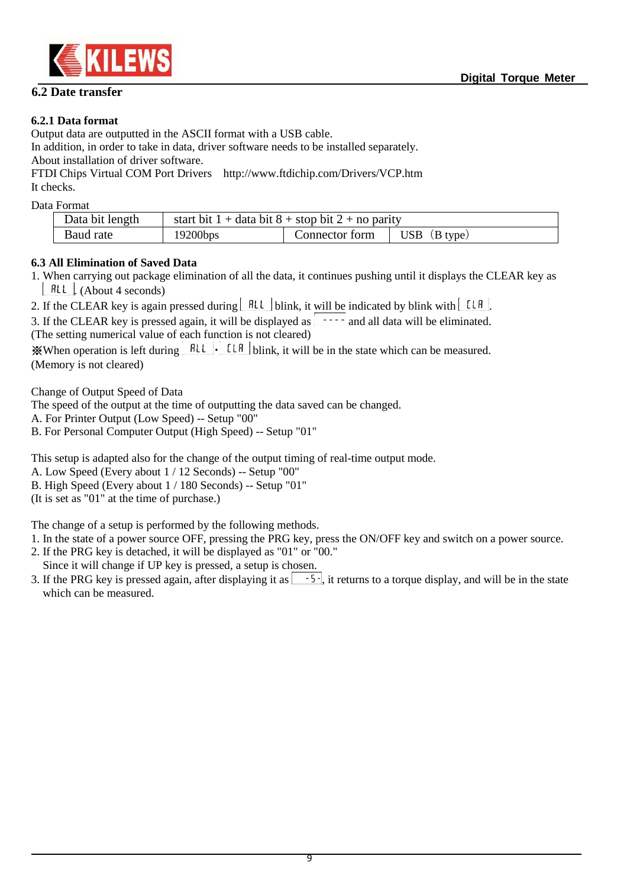## 6.2 Date transfer

### 6.2.1 Data format

Output data are outputted in the ASCII format with a USB cable.
In addition, in order to take in data, driver software needs to be installed separately.
About installation of driver software.
FTDI Chips Virtual COM Port Drivers　http://www.ftdichip.com/Drivers/VCP.htm
It checks.

Data Format

| Data bit length | start bit 1 + data bit 8 + stop bit 2 + no parity | | |
|---|---|---|---|
| Baud rate | 19200bps | Connector form | USB（B type） |

### 6.3 All Elimination of Saved Data

1. When carrying out package elimination of all the data, it continues pushing until it displays the CLEAR key as [ALL]. (About 4 seconds)
2. If the CLEAR key is again pressed during [ALL] blink, it will be indicated by blink with [CLA].
3. If the CLEAR key is pressed again, it will be displayed as [----] and all data will be eliminated.

(The setting numerical value of each function is not cleared)

※When operation is left during [ALL] · [CLA] blink, it will be in the state which can be measured.
(Memory is not cleared)

Change of Output Speed of Data
The speed of the output at the time of outputting the data saved can be changed.
A. For Printer Output (Low Speed) -- Setup "00"
B. For Personal Computer Output (High Speed) -- Setup "01"

This setup is adapted also for the change of the output timing of real-time output mode.
A. Low Speed (Every about 1 / 12 Seconds) -- Setup "00"
B. High Speed (Every about 1 / 180 Seconds) -- Setup "01"
(It is set as "01" at the time of purchase.)

The change of a setup is performed by the following methods.

1. In the state of a power source OFF, pressing the PRG key, press the ON/OFF key and switch on a power source.
2. If the PRG key is detached, it will be displayed as "01" or "00."
   Since it will change if UP key is pressed, a setup is chosen.
3. If the PRG key is pressed again, after displaying it as [-S-], it returns to a torque display, and will be in the state which can be measured.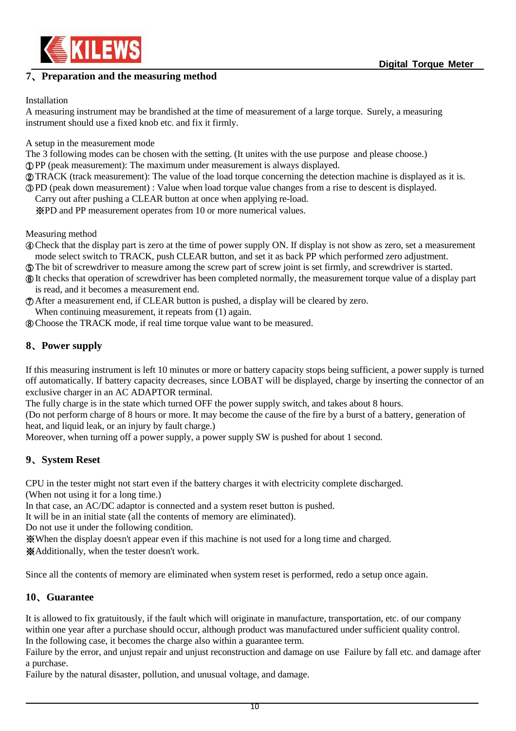## 7、Preparation and the measuring method

Installation

A measuring instrument may be brandished at the time of measurement of a large torque. Surely, a measuring instrument should use a fixed knob etc. and fix it firmly.

A setup in the measurement mode

The 3 following modes can be chosen with the setting. (It unites with the use purpose and please choose.)

① PP (peak measurement): The maximum under measurement is always displayed.

② TRACK (track measurement): The value of the load torque concerning the detection machine is displayed as it is.

③ PD (peak down measurement) : Value when load torque value changes from a rise to descent is displayed.
   Carry out after pushing a CLEAR button at once when applying re-load.
   ※PD and PP measurement operates from 10 or more numerical values.

Measuring method

④ Check that the display part is zero at the time of power supply ON. If display is not show as zero, set a measurement mode select switch to TRACK, push CLEAR button, and set it as back PP which performed zero adjustment.

⑤ The bit of screwdriver to measure among the screw part of screw joint is set firmly, and screwdriver is started.

⑥ It checks that operation of screwdriver has been completed normally, the measurement torque value of a display part is read, and it becomes a measurement end.

⑦ After a measurement end, if CLEAR button is pushed, a display will be cleared by zero.
   When continuing measurement, it repeats from (1) again.

⑧ Choose the TRACK mode, if real time torque value want to be measured.

## 8、Power supply

If this measuring instrument is left 10 minutes or more or battery capacity stops being sufficient, a power supply is turned off automatically. If battery capacity decreases, since LOBAT will be displayed, charge by inserting the connector of an exclusive charger in an AC ADAPTOR terminal.

The fully charge is in the state which turned OFF the power supply switch, and takes about 8 hours.

(Do not perform charge of 8 hours or more. It may become the cause of the fire by a burst of a battery, generation of heat, and liquid leak, or an injury by fault charge.)

Moreover, when turning off a power supply, a power supply SW is pushed for about 1 second.

## 9、System Reset

CPU in the tester might not start even if the battery charges it with electricity complete discharged.
(When not using it for a long time.)
In that case, an AC/DC adaptor is connected and a system reset button is pushed.
It will be in an initial state (all the contents of memory are eliminated).
Do not use it under the following condition.
※When the display doesn't appear even if this machine is not used for a long time and charged.
※Additionally, when the tester doesn't work.

Since all the contents of memory are eliminated when system reset is performed, redo a setup once again.

## 10、Guarantee

It is allowed to fix gratuitously, if the fault which will originate in manufacture, transportation, etc. of our company within one year after a purchase should occur, although product was manufactured under sufficient quality control.
In the following case, it becomes the charge also within a guarantee term.
Failure by the error, and unjust repair and unjust reconstruction and damage on use Failure by fall etc. and damage after a purchase.
Failure by the natural disaster, pollution, and unusual voltage, and damage.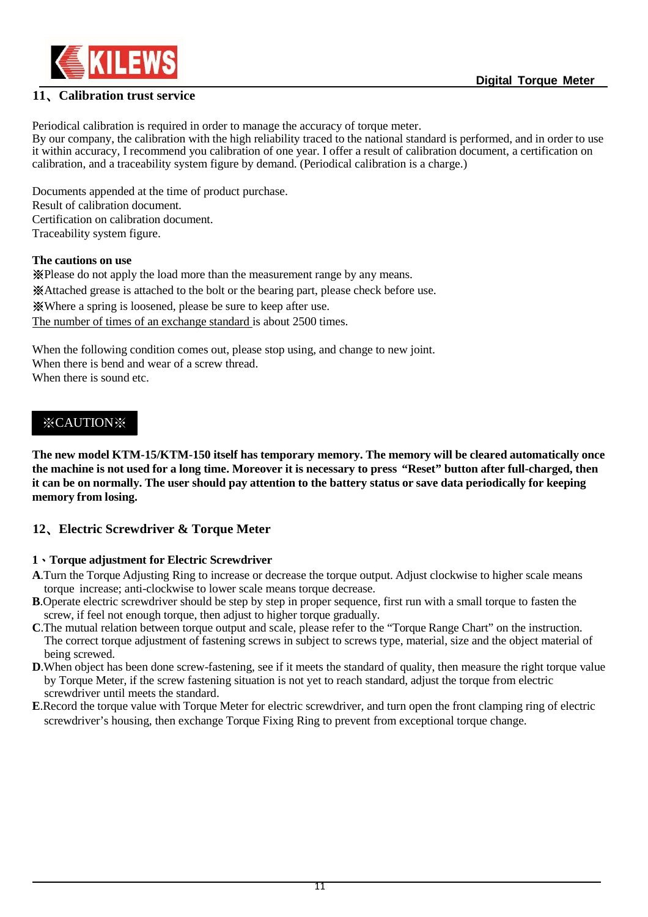## 11、Calibration trust service

Periodical calibration is required in order to manage the accuracy of torque meter.
By our company, the calibration with the high reliability traced to the national standard is performed, and in order to use it within accuracy, I recommend you calibration of one year. I offer a result of calibration document, a certification on calibration, and a traceability system figure by demand. (Periodical calibration is a charge.)

Documents appended at the time of product purchase.
Result of calibration document.
Certification on calibration document.
Traceability system figure.

**The cautions on use**

※Please do not apply the load more than the measurement range by any means.
※Attached grease is attached to the bolt or the bearing part, please check before use.
※Where a spring is loosened, please be sure to keep after use.
<u>The number of times of an exchange standard</u> is about 2500 times.

When the following condition comes out, please stop using, and change to new joint.
When there is bend and wear of a screw thread.
When there is sound etc.

**※CAUTION※**

**The new model KTM-15/KTM-150 itself has temporary memory. The memory will be cleared automatically once the machine is not used for a long time. Moreover it is necessary to press "Reset" button after full-charged, then it can be on normally. The user should pay attention to the battery status or save data periodically for keeping memory from losing.**

## 12、Electric Screwdriver & Torque Meter

### 1、Torque adjustment for Electric Screwdriver

**A**.Turn the Torque Adjusting Ring to increase or decrease the torque output. Adjust clockwise to higher scale means torque increase; anti-clockwise to lower scale means torque decrease.

**B**.Operate electric screwdriver should be step by step in proper sequence, first run with a small torque to fasten the screw, if feel not enough torque, then adjust to higher torque gradually.

**C**.The mutual relation between torque output and scale, please refer to the "Torque Range Chart" on the instruction. The correct torque adjustment of fastening screws in subject to screws type, material, size and the object material of being screwed.

**D**.When object has been done screw-fastening, see if it meets the standard of quality, then measure the right torque value by Torque Meter, if the screw fastening situation is not yet to reach standard, adjust the torque from electric screwdriver until meets the standard.

**E**.Record the torque value with Torque Meter for electric screwdriver, and turn open the front clamping ring of electric screwdriver's housing, then exchange Torque Fixing Ring to prevent from exceptional torque change.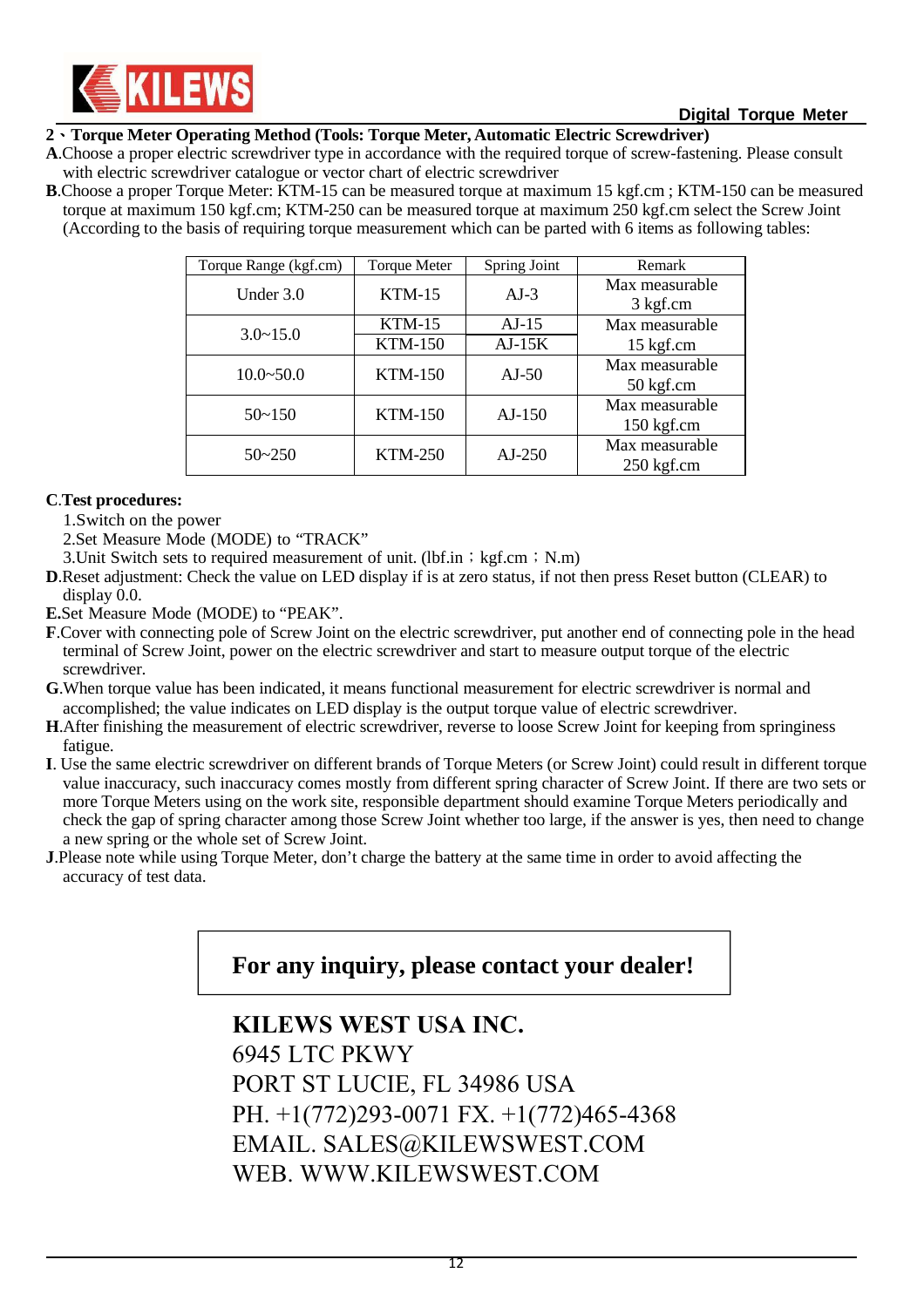## 2、Torque Meter Operating Method (Tools: Torque Meter, Automatic Electric Screwdriver)

**A**.Choose a proper electric screwdriver type in accordance with the required torque of screw-fastening. Please consult with electric screwdriver catalogue or vector chart of electric screwdriver

**B**.Choose a proper Torque Meter: KTM-15 can be measured torque at maximum 15 kgf.cm ; KTM-150 can be measured torque at maximum 150 kgf.cm; KTM-250 can be measured torque at maximum 250 kgf.cm select the Screw Joint (According to the basis of requiring torque measurement which can be parted with 6 items as following tables:

| Torque Range (kgf.cm) | Torque Meter | Spring Joint | Remark |
|---|---|---|---|
| Under 3.0 | KTM-15 | AJ-3 | Max measurable 3 kgf.cm |
| 3.0~15.0 | KTM-15 | AJ-15 | Max measurable 15 kgf.cm |
| | KTM-150 | AJ-15K | |
| 10.0~50.0 | KTM-150 | AJ-50 | Max measurable 50 kgf.cm |
| 50~150 | KTM-150 | AJ-150 | Max measurable 150 kgf.cm |
| 50~250 | KTM-250 | AJ-250 | Max measurable 250 kgf.cm |

**C**.**Test procedures:**

1.Switch on the power

2.Set Measure Mode (MODE) to "TRACK"

3.Unit Switch sets to required measurement of unit. (lbf.in；kgf.cm；N.m)

**D**.Reset adjustment: Check the value on LED display if is at zero status, if not then press Reset button (CLEAR) to display 0.0.

**E.**Set Measure Mode (MODE) to "PEAK".

**F**.Cover with connecting pole of Screw Joint on the electric screwdriver, put another end of connecting pole in the head terminal of Screw Joint, power on the electric screwdriver and start to measure output torque of the electric screwdriver.

**G**.When torque value has been indicated, it means functional measurement for electric screwdriver is normal and accomplished; the value indicates on LED display is the output torque value of electric screwdriver.

**H**.After finishing the measurement of electric screwdriver, reverse to loose Screw Joint for keeping from springiness fatigue.

**I**. Use the same electric screwdriver on different brands of Torque Meters (or Screw Joint) could result in different torque value inaccuracy, such inaccuracy comes mostly from different spring character of Screw Joint. If there are two sets or more Torque Meters using on the work site, responsible department should examine Torque Meters periodically and check the gap of spring character among those Screw Joint whether too large, if the answer is yes, then need to change a new spring or the whole set of Screw Joint.

**J**.Please note while using Torque Meter, don't charge the battery at the same time in order to avoid affecting the accuracy of test data.

**For any inquiry, please contact your dealer!**

**KILEWS WEST USA INC.**
6945 LTC PKWY
PORT ST LUCIE, FL 34986 USA
PH. +1(772)293-0071 FX. +1(772)465-4368
EMAIL. SALES@KILEWSWEST.COM
WEB. WWW.KILEWSWEST.COM